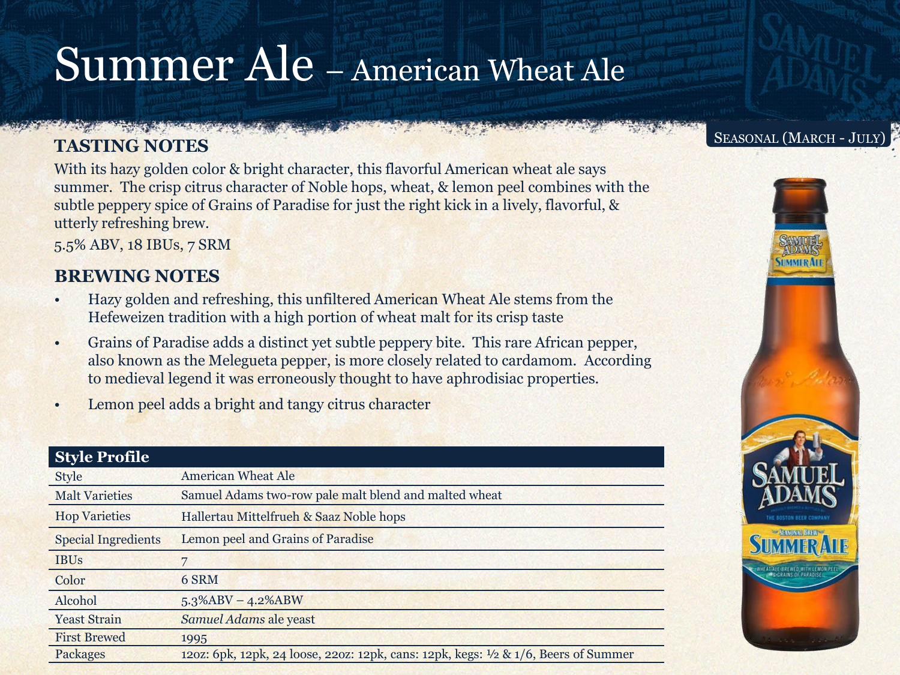# Summer Ale – American Wheat Ale

Seasonal (March - July)

## TASTING NOTES

With its hazy golden color & bright character, this flavorful American wheat ale says summer. The crisp citrus character of Noble hops, wheat, & lemon peel combines with the subtle peppery spice of Grains of Paradise for just the right kick in a lively, flavorful, & utterly refreshing brew.

5.5% ABV, 18 IBUs, 7 SRM

## BREWING NOTES

- Hazy golden and refreshing, this unfiltered American Wheat Ale stems from the Hefeweizen tradition with a high portion of wheat malt for its crisp taste
- Grains of Paradise adds a distinct yet subtle peppery bite. This rare African pepper, also known as the Melegueta pepper, is more closely related to cardamom. According to medieval legend it was erroneously thought to have aphrodisiac properties.
- Lemon peel adds a bright and tangy citrus character

| Style Profile | |
|---|---|
| Style | American Wheat Ale |
| Malt Varieties | Samuel Adams two-row pale malt blend and malted wheat |
| Hop Varieties | Hallertau Mittelfrueh & Saaz Noble hops |
| Special Ingredients | Lemon peel and Grains of Paradise |
| IBUs | 7 |
| Color | 6 SRM |
| Alcohol | 5.3%ABV – 4.2%ABW |
| Yeast Strain | *Samuel Adams* ale yeast |
| First Brewed | 1995 |
| Packages | 12oz: 6pk, 12pk, 24 loose, 22oz: 12pk, cans: 12pk, kegs: ½ & 1/6, Beers of Summer |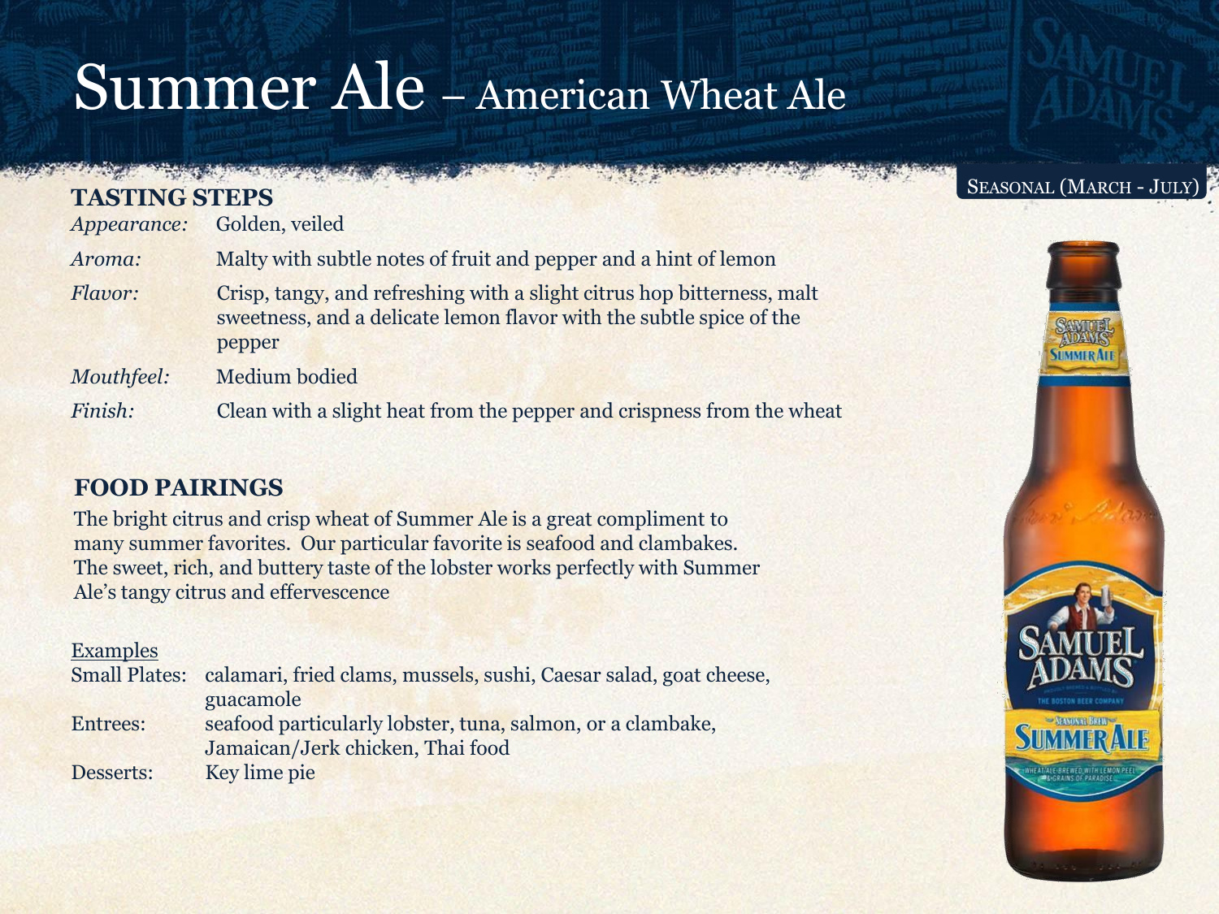# Summer Ale – American Wheat Ale

Seasonal (March - July)

## TASTING STEPS

| | |
|---|---|
| *Appearance:* | Golden, veiled |
| *Aroma:* | Malty with subtle notes of fruit and pepper and a hint of lemon |
| *Flavor:* | Crisp, tangy, and refreshing with a slight citrus hop bitterness, malt sweetness, and a delicate lemon flavor with the subtle spice of the pepper |
| *Mouthfeel:* | Medium bodied |
| *Finish:* | Clean with a slight heat from the pepper and crispness from the wheat |

## FOOD PAIRINGS

The bright citrus and crisp wheat of Summer Ale is a great compliment to many summer favorites. Our particular favorite is seafood and clambakes. The sweet, rich, and buttery taste of the lobster works perfectly with Summer Ale's tangy citrus and effervescence

<u>Examples</u>

| | |
|---|---|
| Small Plates: | calamari, fried clams, mussels, sushi, Caesar salad, goat cheese, guacamole |
| Entrees: | seafood particularly lobster, tuna, salmon, or a clambake, Jamaican/Jerk chicken, Thai food |
| Desserts: | Key lime pie |